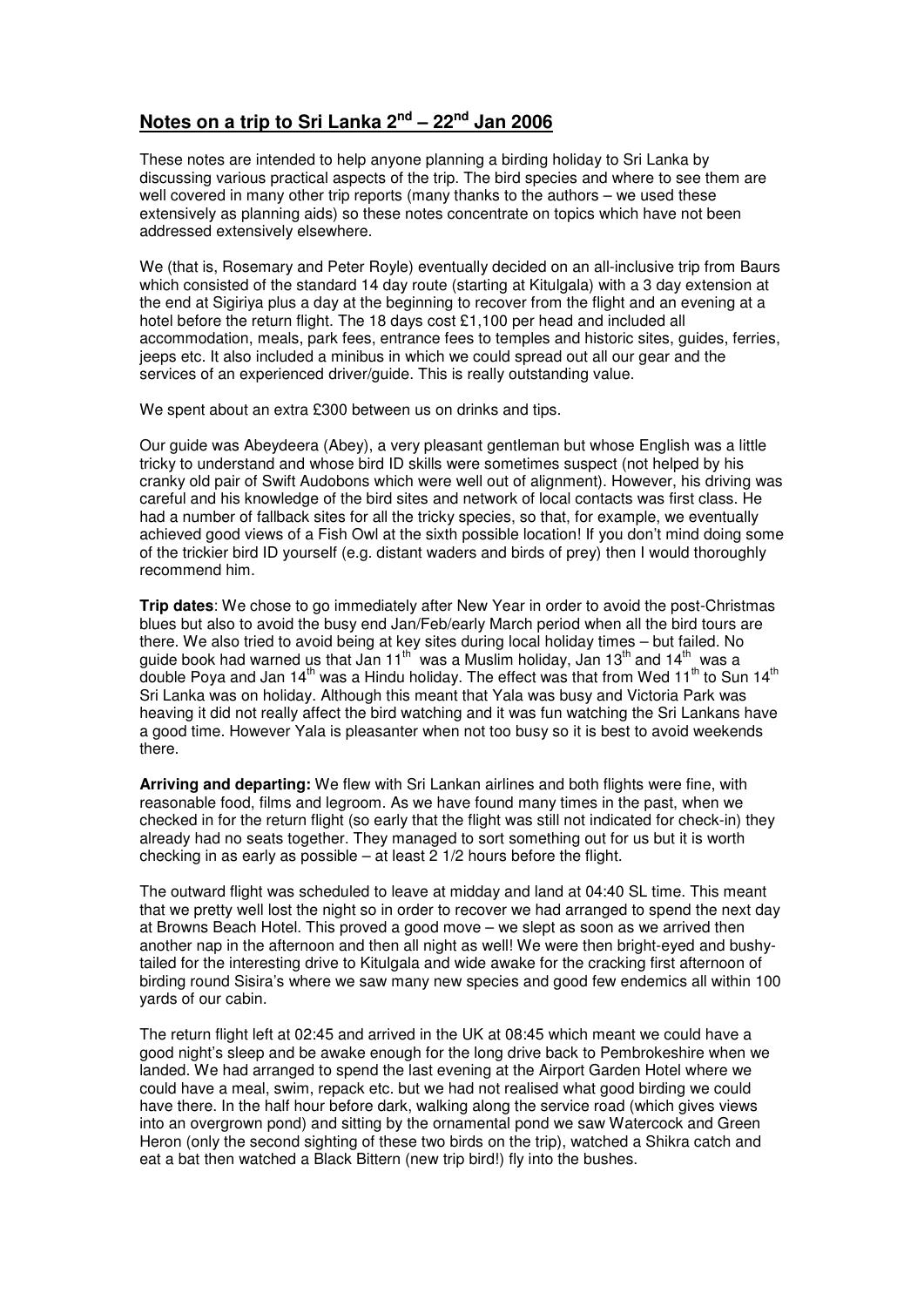# Notes on a trip to Sri Lanka 2nd – 22nd Jan 2006

These notes are intended to help anyone planning a birding holiday to Sri Lanka by discussing various practical aspects of the trip. The bird species and where to see them are well covered in many other trip reports (many thanks to the authors – we used these extensively as planning aids) so these notes concentrate on topics which have not been addressed extensively elsewhere.

We (that is, Rosemary and Peter Royle) eventually decided on an all-inclusive trip from Baurs which consisted of the standard 14 day route (starting at Kitulgala) with a 3 day extension at the end at Sigiriya plus a day at the beginning to recover from the flight and an evening at a hotel before the return flight. The 18 days cost £1,100 per head and included all accommodation, meals, park fees, entrance fees to temples and historic sites, guides, ferries, jeeps etc. It also included a minibus in which we could spread out all our gear and the services of an experienced driver/guide. This is really outstanding value.

We spent about an extra £300 between us on drinks and tips.

Our guide was Abeydeera (Abey), a very pleasant gentleman but whose English was a little tricky to understand and whose bird ID skills were sometimes suspect (not helped by his cranky old pair of Swift Audobons which were well out of alignment). However, his driving was careful and his knowledge of the bird sites and network of local contacts was first class. He had a number of fallback sites for all the tricky species, so that, for example, we eventually achieved good views of a Fish Owl at the sixth possible location! If you don't mind doing some of the trickier bird ID yourself (e.g. distant waders and birds of prey) then I would thoroughly recommend him.

**Trip dates**: We chose to go immediately after New Year in order to avoid the post-Christmas blues but also to avoid the busy end Jan/Feb/early March period when all the bird tours are there. We also tried to avoid being at key sites during local holiday times – but failed. No guide book had warned us that Jan 11th was a Muslim holiday, Jan 13th and 14th was a double Poya and Jan 14th was a Hindu holiday. The effect was that from Wed 11th to Sun 14th Sri Lanka was on holiday. Although this meant that Yala was busy and Victoria Park was heaving it did not really affect the bird watching and it was fun watching the Sri Lankans have a good time. However Yala is pleasanter when not too busy so it is best to avoid weekends there.

**Arriving and departing:** We flew with Sri Lankan airlines and both flights were fine, with reasonable food, films and legroom. As we have found many times in the past, when we checked in for the return flight (so early that the flight was still not indicated for check-in) they already had no seats together. They managed to sort something out for us but it is worth checking in as early as possible – at least 2 1/2 hours before the flight.

The outward flight was scheduled to leave at midday and land at 04:40 SL time. This meant that we pretty well lost the night so in order to recover we had arranged to spend the next day at Browns Beach Hotel. This proved a good move – we slept as soon as we arrived then another nap in the afternoon and then all night as well! We were then bright-eyed and bushy-tailed for the interesting drive to Kitulgala and wide awake for the cracking first afternoon of birding round Sisira's where we saw many new species and good few endemics all within 100 yards of our cabin.

The return flight left at 02:45 and arrived in the UK at 08:45 which meant we could have a good night's sleep and be awake enough for the long drive back to Pembrokeshire when we landed. We had arranged to spend the last evening at the Airport Garden Hotel where we could have a meal, swim, repack etc. but we had not realised what good birding we could have there. In the half hour before dark, walking along the service road (which gives views into an overgrown pond) and sitting by the ornamental pond we saw Watercock and Green Heron (only the second sighting of these two birds on the trip), watched a Shikra catch and eat a bat then watched a Black Bittern (new trip bird!) fly into the bushes.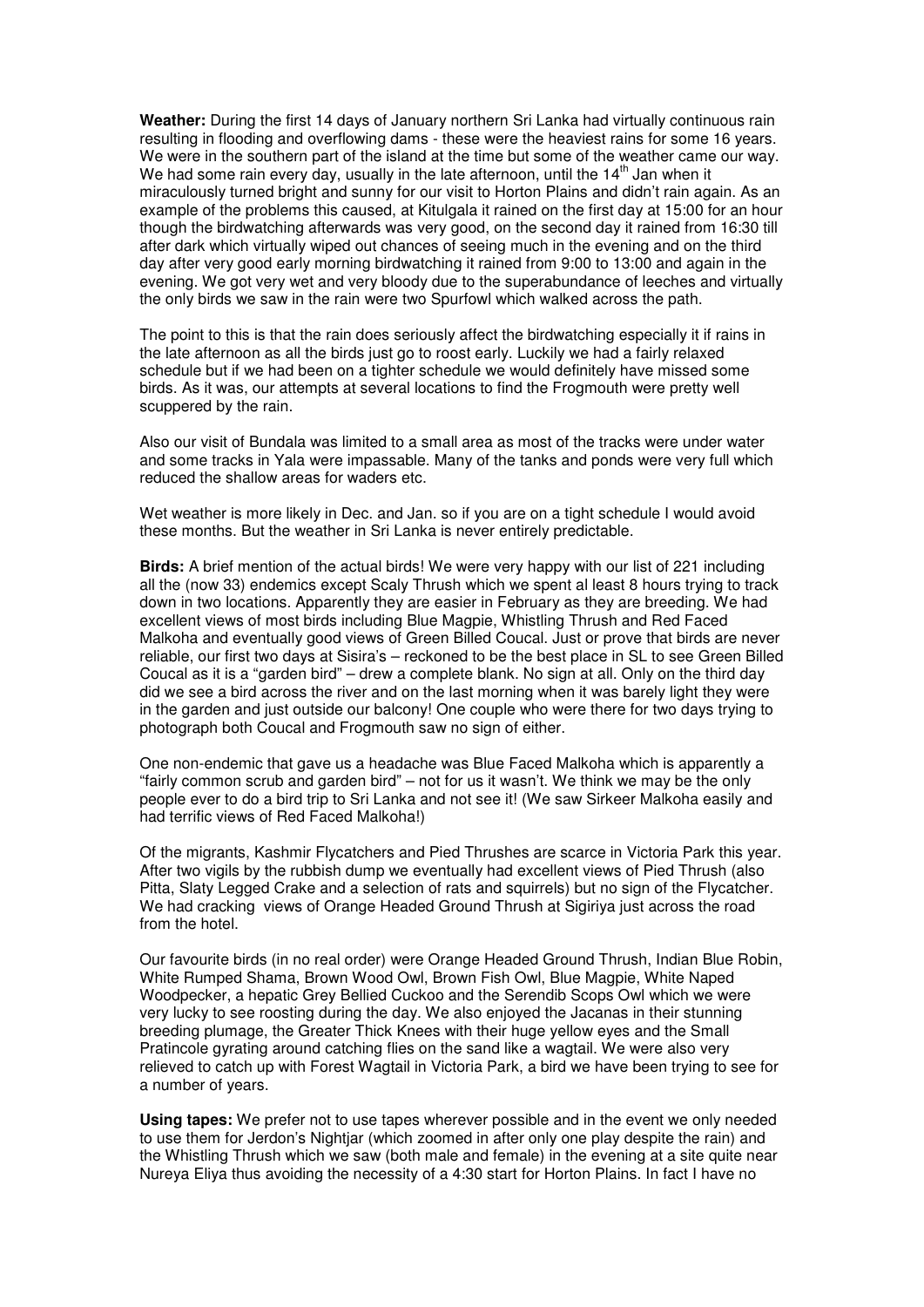**Weather:** During the first 14 days of January northern Sri Lanka had virtually continuous rain resulting in flooding and overflowing dams - these were the heaviest rains for some 16 years. We were in the southern part of the island at the time but some of the weather came our way. We had some rain every day, usually in the late afternoon, until the 14th Jan when it miraculously turned bright and sunny for our visit to Horton Plains and didn't rain again. As an example of the problems this caused, at Kitulgala it rained on the first day at 15:00 for an hour though the birdwatching afterwards was very good, on the second day it rained from 16:30 till after dark which virtually wiped out chances of seeing much in the evening and on the third day after very good early morning birdwatching it rained from 9:00 to 13:00 and again in the evening. We got very wet and very bloody due to the superabundance of leeches and virtually the only birds we saw in the rain were two Spurfowl which walked across the path.

The point to this is that the rain does seriously affect the birdwatching especially it if rains in the late afternoon as all the birds just go to roost early. Luckily we had a fairly relaxed schedule but if we had been on a tighter schedule we would definitely have missed some birds. As it was, our attempts at several locations to find the Frogmouth were pretty well scuppered by the rain.

Also our visit of Bundala was limited to a small area as most of the tracks were under water and some tracks in Yala were impassable. Many of the tanks and ponds were very full which reduced the shallow areas for waders etc.

Wet weather is more likely in Dec. and Jan. so if you are on a tight schedule I would avoid these months. But the weather in Sri Lanka is never entirely predictable.

**Birds:** A brief mention of the actual birds! We were very happy with our list of 221 including all the (now 33) endemics except Scaly Thrush which we spent al least 8 hours trying to track down in two locations. Apparently they are easier in February as they are breeding. We had excellent views of most birds including Blue Magpie, Whistling Thrush and Red Faced Malkoha and eventually good views of Green Billed Coucal. Just or prove that birds are never reliable, our first two days at Sisira's – reckoned to be the best place in SL to see Green Billed Coucal as it is a "garden bird" – drew a complete blank. No sign at all. Only on the third day did we see a bird across the river and on the last morning when it was barely light they were in the garden and just outside our balcony! One couple who were there for two days trying to photograph both Coucal and Frogmouth saw no sign of either.

One non-endemic that gave us a headache was Blue Faced Malkoha which is apparently a "fairly common scrub and garden bird" – not for us it wasn't. We think we may be the only people ever to do a bird trip to Sri Lanka and not see it! (We saw Sirkeer Malkoha easily and had terrific views of Red Faced Malkoha!)

Of the migrants, Kashmir Flycatchers and Pied Thrushes are scarce in Victoria Park this year. After two vigils by the rubbish dump we eventually had excellent views of Pied Thrush (also Pitta, Slaty Legged Crake and a selection of rats and squirrels) but no sign of the Flycatcher. We had cracking views of Orange Headed Ground Thrush at Sigiriya just across the road from the hotel.

Our favourite birds (in no real order) were Orange Headed Ground Thrush, Indian Blue Robin, White Rumped Shama, Brown Wood Owl, Brown Fish Owl, Blue Magpie, White Naped Woodpecker, a hepatic Grey Bellied Cuckoo and the Serendib Scops Owl which we were very lucky to see roosting during the day. We also enjoyed the Jacanas in their stunning breeding plumage, the Greater Thick Knees with their huge yellow eyes and the Small Pratincole gyrating around catching flies on the sand like a wagtail. We were also very relieved to catch up with Forest Wagtail in Victoria Park, a bird we have been trying to see for a number of years.

**Using tapes:** We prefer not to use tapes wherever possible and in the event we only needed to use them for Jerdon's Nightjar (which zoomed in after only one play despite the rain) and the Whistling Thrush which we saw (both male and female) in the evening at a site quite near Nureya Eliya thus avoiding the necessity of a 4:30 start for Horton Plains. In fact I have no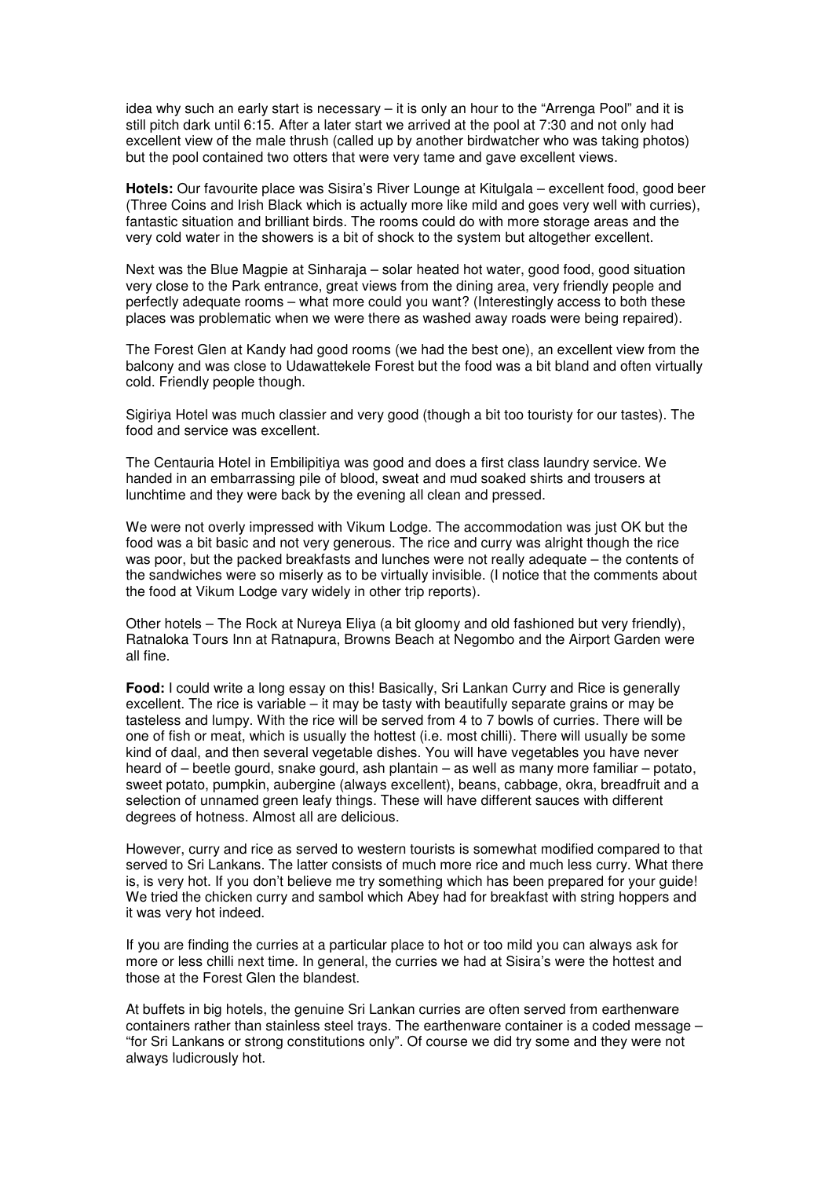idea why such an early start is necessary – it is only an hour to the "Arrenga Pool" and it is still pitch dark until 6:15. After a later start we arrived at the pool at 7:30 and not only had excellent view of the male thrush (called up by another birdwatcher who was taking photos) but the pool contained two otters that were very tame and gave excellent views.

**Hotels:** Our favourite place was Sisira's River Lounge at Kitulgala – excellent food, good beer (Three Coins and Irish Black which is actually more like mild and goes very well with curries), fantastic situation and brilliant birds. The rooms could do with more storage areas and the very cold water in the showers is a bit of shock to the system but altogether excellent.

Next was the Blue Magpie at Sinharaja – solar heated hot water, good food, good situation very close to the Park entrance, great views from the dining area, very friendly people and perfectly adequate rooms – what more could you want? (Interestingly access to both these places was problematic when we were there as washed away roads were being repaired).

The Forest Glen at Kandy had good rooms (we had the best one), an excellent view from the balcony and was close to Udawattekele Forest but the food was a bit bland and often virtually cold. Friendly people though.

Sigiriya Hotel was much classier and very good (though a bit too touristy for our tastes). The food and service was excellent.

The Centauria Hotel in Embilipitiya was good and does a first class laundry service. We handed in an embarrassing pile of blood, sweat and mud soaked shirts and trousers at lunchtime and they were back by the evening all clean and pressed.

We were not overly impressed with Vikum Lodge. The accommodation was just OK but the food was a bit basic and not very generous. The rice and curry was alright though the rice was poor, but the packed breakfasts and lunches were not really adequate – the contents of the sandwiches were so miserly as to be virtually invisible. (I notice that the comments about the food at Vikum Lodge vary widely in other trip reports).

Other hotels – The Rock at Nureya Eliya (a bit gloomy and old fashioned but very friendly), Ratnaloka Tours Inn at Ratnapura, Browns Beach at Negombo and the Airport Garden were all fine.

**Food:** I could write a long essay on this! Basically, Sri Lankan Curry and Rice is generally excellent. The rice is variable – it may be tasty with beautifully separate grains or may be tasteless and lumpy. With the rice will be served from 4 to 7 bowls of curries. There will be one of fish or meat, which is usually the hottest (i.e. most chilli). There will usually be some kind of daal, and then several vegetable dishes. You will have vegetables you have never heard of – beetle gourd, snake gourd, ash plantain – as well as many more familiar – potato, sweet potato, pumpkin, aubergine (always excellent), beans, cabbage, okra, breadfruit and a selection of unnamed green leafy things. These will have different sauces with different degrees of hotness. Almost all are delicious.

However, curry and rice as served to western tourists is somewhat modified compared to that served to Sri Lankans. The latter consists of much more rice and much less curry. What there is, is very hot. If you don't believe me try something which has been prepared for your guide! We tried the chicken curry and sambol which Abey had for breakfast with string hoppers and it was very hot indeed.

If you are finding the curries at a particular place to hot or too mild you can always ask for more or less chilli next time. In general, the curries we had at Sisira's were the hottest and those at the Forest Glen the blandest.

At buffets in big hotels, the genuine Sri Lankan curries are often served from earthenware containers rather than stainless steel trays. The earthenware container is a coded message – "for Sri Lankans or strong constitutions only". Of course we did try some and they were not always ludicrously hot.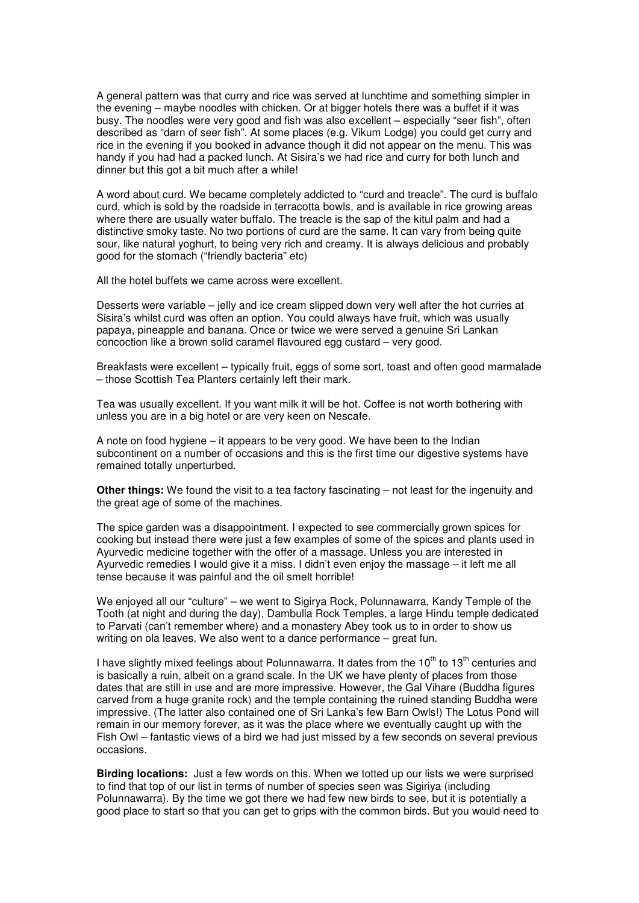A general pattern was that curry and rice was served at lunchtime and something simpler in the evening – maybe noodles with chicken. Or at bigger hotels there was a buffet if it was busy. The noodles were very good and fish was also excellent – especially "seer fish", often described as "darn of seer fish". At some places (e.g. Vikum Lodge) you could get curry and rice in the evening if you booked in advance though it did not appear on the menu. This was handy if you had had a packed lunch. At Sisira's we had rice and curry for both lunch and dinner but this got a bit much after a while!

A word about curd. We became completely addicted to "curd and treacle". The curd is buffalo curd, which is sold by the roadside in terracotta bowls, and is available in rice growing areas where there are usually water buffalo. The treacle is the sap of the kitul palm and had a distinctive smoky taste. No two portions of curd are the same. It can vary from being quite sour, like natural yoghurt, to being very rich and creamy. It is always delicious and probably good for the stomach ("friendly bacteria" etc)

All the hotel buffets we came across were excellent.

Desserts were variable – jelly and ice cream slipped down very well after the hot curries at Sisira's whilst curd was often an option. You could always have fruit, which was usually papaya, pineapple and banana. Once or twice we were served a genuine Sri Lankan concoction like a brown solid caramel flavoured egg custard – very good.

Breakfasts were excellent – typically fruit, eggs of some sort, toast and often good marmalade – those Scottish Tea Planters certainly left their mark.

Tea was usually excellent. If you want milk it will be hot. Coffee is not worth bothering with unless you are in a big hotel or are very keen on Nescafe.

A note on food hygiene – it appears to be very good. We have been to the Indian subcontinent on a number of occasions and this is the first time our digestive systems have remained totally unperturbed.

**Other things:** We found the visit to a tea factory fascinating – not least for the ingenuity and the great age of some of the machines.

The spice garden was a disappointment. I expected to see commercially grown spices for cooking but instead there were just a few examples of some of the spices and plants used in Ayurvedic medicine together with the offer of a massage. Unless you are interested in Ayurvedic remedies I would give it a miss. I didn't even enjoy the massage – it left me all tense because it was painful and the oil smelt horrible!

We enjoyed all our "culture" – we went to Sigirya Rock, Polunnawarra, Kandy Temple of the Tooth (at night and during the day), Dambulla Rock Temples, a large Hindu temple dedicated to Parvati (can't remember where) and a monastery Abey took us to in order to show us writing on ola leaves. We also went to a dance performance – great fun.

I have slightly mixed feelings about Polunnawarra. It dates from the 10th to 13th centuries and is basically a ruin, albeit on a grand scale. In the UK we have plenty of places from those dates that are still in use and are more impressive. However, the Gal Vihare (Buddha figures carved from a huge granite rock) and the temple containing the ruined standing Buddha were impressive. (The latter also contained one of Sri Lanka's few Barn Owls!) The Lotus Pond will remain in our memory forever, as it was the place where we eventually caught up with the Fish Owl – fantastic views of a bird we had just missed by a few seconds on several previous occasions.

**Birding locations:** Just a few words on this. When we totted up our lists we were surprised to find that top of our list in terms of number of species seen was Sigiriya (including Polunnawarra). By the time we got there we had few new birds to see, but it is potentially a good place to start so that you can get to grips with the common birds. But you would need to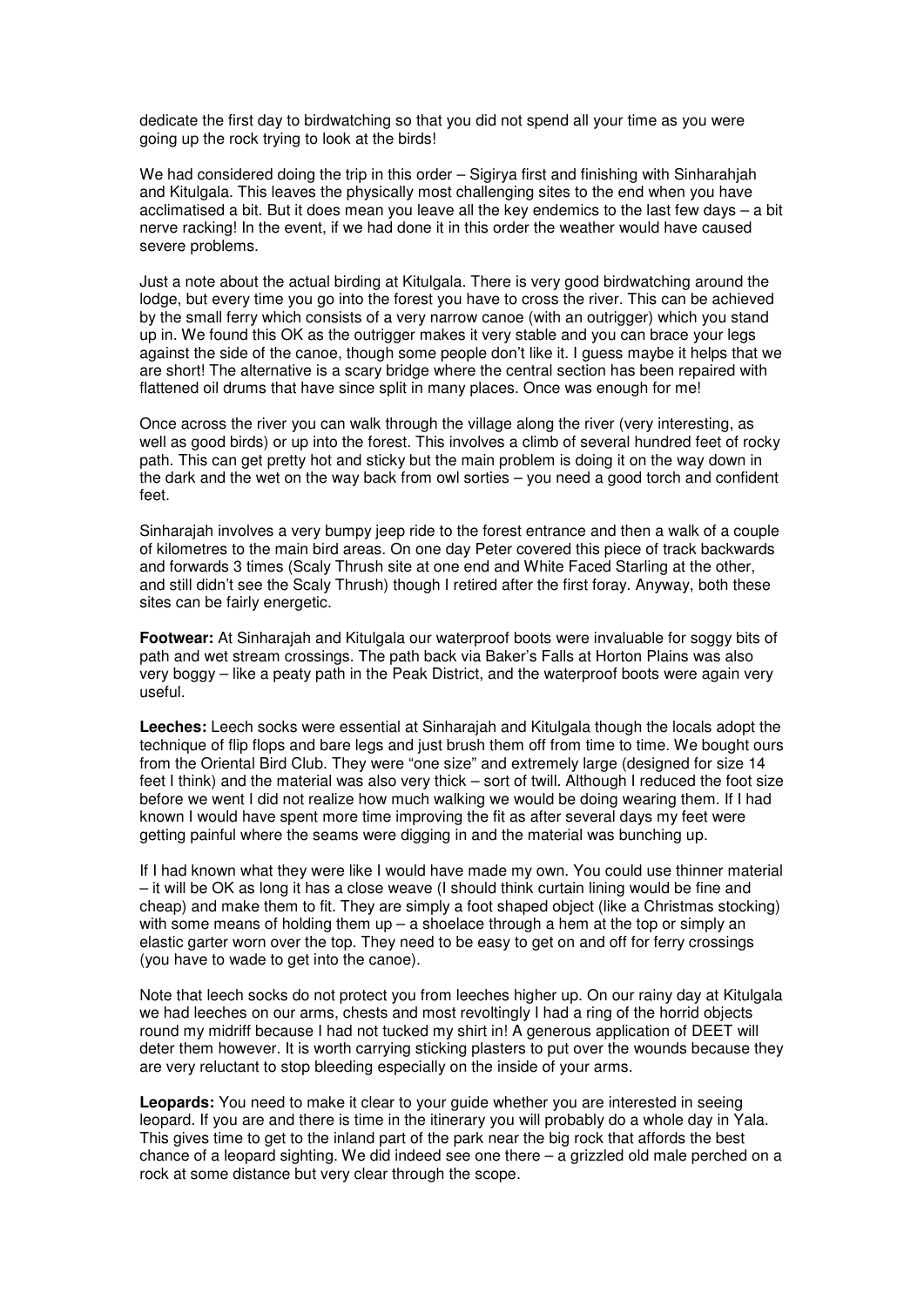dedicate the first day to birdwatching so that you did not spend all your time as you were going up the rock trying to look at the birds!

We had considered doing the trip in this order – Sigirya first and finishing with Sinharahjah and Kitulgala. This leaves the physically most challenging sites to the end when you have acclimatised a bit. But it does mean you leave all the key endemics to the last few days – a bit nerve racking! In the event, if we had done it in this order the weather would have caused severe problems.

Just a note about the actual birding at Kitulgala. There is very good birdwatching around the lodge, but every time you go into the forest you have to cross the river. This can be achieved by the small ferry which consists of a very narrow canoe (with an outrigger) which you stand up in. We found this OK as the outrigger makes it very stable and you can brace your legs against the side of the canoe, though some people don't like it. I guess maybe it helps that we are short! The alternative is a scary bridge where the central section has been repaired with flattened oil drums that have since split in many places. Once was enough for me!

Once across the river you can walk through the village along the river (very interesting, as well as good birds) or up into the forest. This involves a climb of several hundred feet of rocky path. This can get pretty hot and sticky but the main problem is doing it on the way down in the dark and the wet on the way back from owl sorties – you need a good torch and confident feet.

Sinharajah involves a very bumpy jeep ride to the forest entrance and then a walk of a couple of kilometres to the main bird areas. On one day Peter covered this piece of track backwards and forwards 3 times (Scaly Thrush site at one end and White Faced Starling at the other, and still didn't see the Scaly Thrush) though I retired after the first foray. Anyway, both these sites can be fairly energetic.

**Footwear:** At Sinharajah and Kitulgala our waterproof boots were invaluable for soggy bits of path and wet stream crossings. The path back via Baker's Falls at Horton Plains was also very boggy – like a peaty path in the Peak District, and the waterproof boots were again very useful.

**Leeches:** Leech socks were essential at Sinharajah and Kitulgala though the locals adopt the technique of flip flops and bare legs and just brush them off from time to time. We bought ours from the Oriental Bird Club. They were "one size" and extremely large (designed for size 14 feet I think) and the material was also very thick – sort of twill. Although I reduced the foot size before we went I did not realize how much walking we would be doing wearing them. If I had known I would have spent more time improving the fit as after several days my feet were getting painful where the seams were digging in and the material was bunching up.

If I had known what they were like I would have made my own. You could use thinner material – it will be OK as long it has a close weave (I should think curtain lining would be fine and cheap) and make them to fit. They are simply a foot shaped object (like a Christmas stocking) with some means of holding them up – a shoelace through a hem at the top or simply an elastic garter worn over the top. They need to be easy to get on and off for ferry crossings (you have to wade to get into the canoe).

Note that leech socks do not protect you from leeches higher up. On our rainy day at Kitulgala we had leeches on our arms, chests and most revoltingly I had a ring of the horrid objects round my midriff because I had not tucked my shirt in! A generous application of DEET will deter them however. It is worth carrying sticking plasters to put over the wounds because they are very reluctant to stop bleeding especially on the inside of your arms.

**Leopards:** You need to make it clear to your guide whether you are interested in seeing leopard. If you are and there is time in the itinerary you will probably do a whole day in Yala. This gives time to get to the inland part of the park near the big rock that affords the best chance of a leopard sighting. We did indeed see one there – a grizzled old male perched on a rock at some distance but very clear through the scope.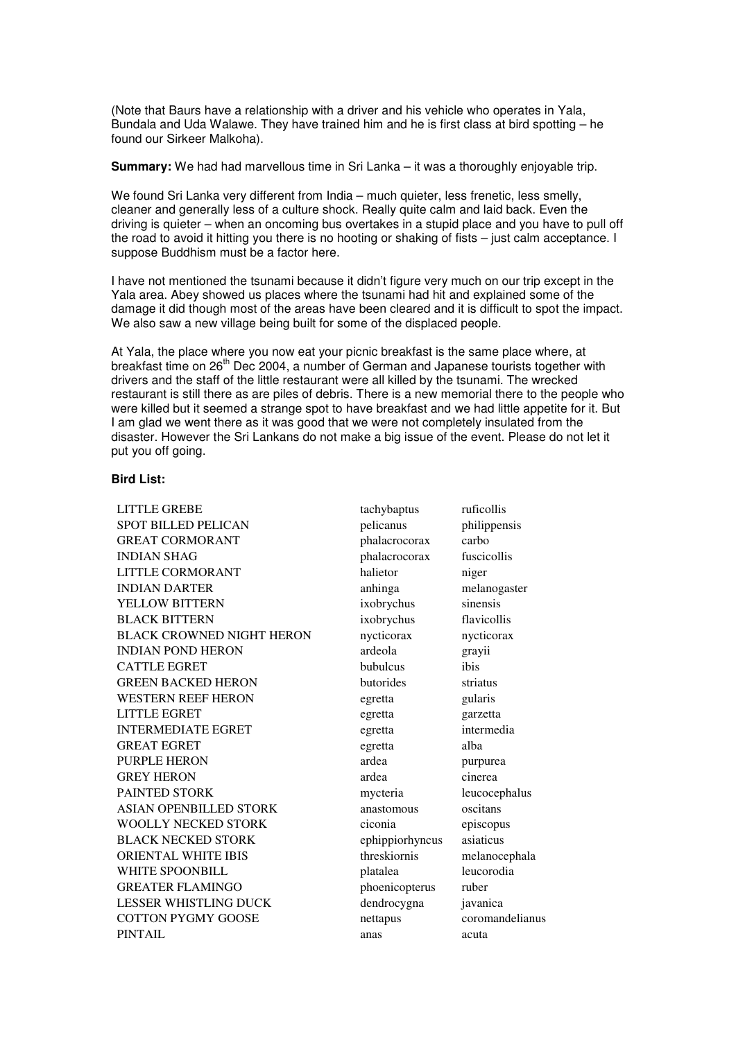(Note that Baurs have a relationship with a driver and his vehicle who operates in Yala, Bundala and Uda Walawe. They have trained him and he is first class at bird spotting – he found our Sirkeer Malkoha).

**Summary:** We had had marvellous time in Sri Lanka – it was a thoroughly enjoyable trip.

We found Sri Lanka very different from India – much quieter, less frenetic, less smelly, cleaner and generally less of a culture shock. Really quite calm and laid back. Even the driving is quieter – when an oncoming bus overtakes in a stupid place and you have to pull off the road to avoid it hitting you there is no hooting or shaking of fists – just calm acceptance. I suppose Buddhism must be a factor here.

I have not mentioned the tsunami because it didn't figure very much on our trip except in the Yala area. Abey showed us places where the tsunami had hit and explained some of the damage it did though most of the areas have been cleared and it is difficult to spot the impact. We also saw a new village being built for some of the displaced people.

At Yala, the place where you now eat your picnic breakfast is the same place where, at breakfast time on 26th Dec 2004, a number of German and Japanese tourists together with drivers and the staff of the little restaurant were all killed by the tsunami. The wrecked restaurant is still there as are piles of debris. There is a new memorial there to the people who were killed but it seemed a strange spot to have breakfast and we had little appetite for it. But I am glad we went there as it was good that we were not completely insulated from the disaster. However the Sri Lankans do not make a big issue of the event. Please do not let it put you off going.

**Bird List:**

| | | |
|---|---|---|
| LITTLE GREBE | tachybaptus | ruficollis |
| SPOT BILLED PELICAN | pelicanus | philippensis |
| GREAT CORMORANT | phalacrocorax | carbo |
| INDIAN SHAG | phalacrocorax | fuscicollis |
| LITTLE CORMORANT | halietor | niger |
| INDIAN DARTER | anhinga | melanogaster |
| YELLOW BITTERN | ixobrychus | sinensis |
| BLACK BITTERN | ixobrychus | flavicollis |
| BLACK CROWNED NIGHT HERON | nycticorax | nycticorax |
| INDIAN POND HERON | ardeola | grayii |
| CATTLE EGRET | bubulcus | ibis |
| GREEN BACKED HERON | butorides | striatus |
| WESTERN REEF HERON | egretta | gularis |
| LITTLE EGRET | egretta | garzetta |
| INTERMEDIATE EGRET | egretta | intermedia |
| GREAT EGRET | egretta | alba |
| PURPLE HERON | ardea | purpurea |
| GREY HERON | ardea | cinerea |
| PAINTED STORK | mycteria | leucocephalus |
| ASIAN OPENBILLED STORK | anastomous | oscitans |
| WOOLLY NECKED STORK | ciconia | episcopus |
| BLACK NECKED STORK | ephippiorhyncus | asiaticus |
| ORIENTAL WHITE IBIS | threskiornis | melanocephala |
| WHITE SPOONBILL | platalea | leucorodia |
| GREATER FLAMINGO | phoenicopterus | ruber |
| LESSER WHISTLING DUCK | dendrocygna | javanica |
| COTTON PYGMY GOOSE | nettapus | coromandelianus |
| PINTAIL | anas | acuta |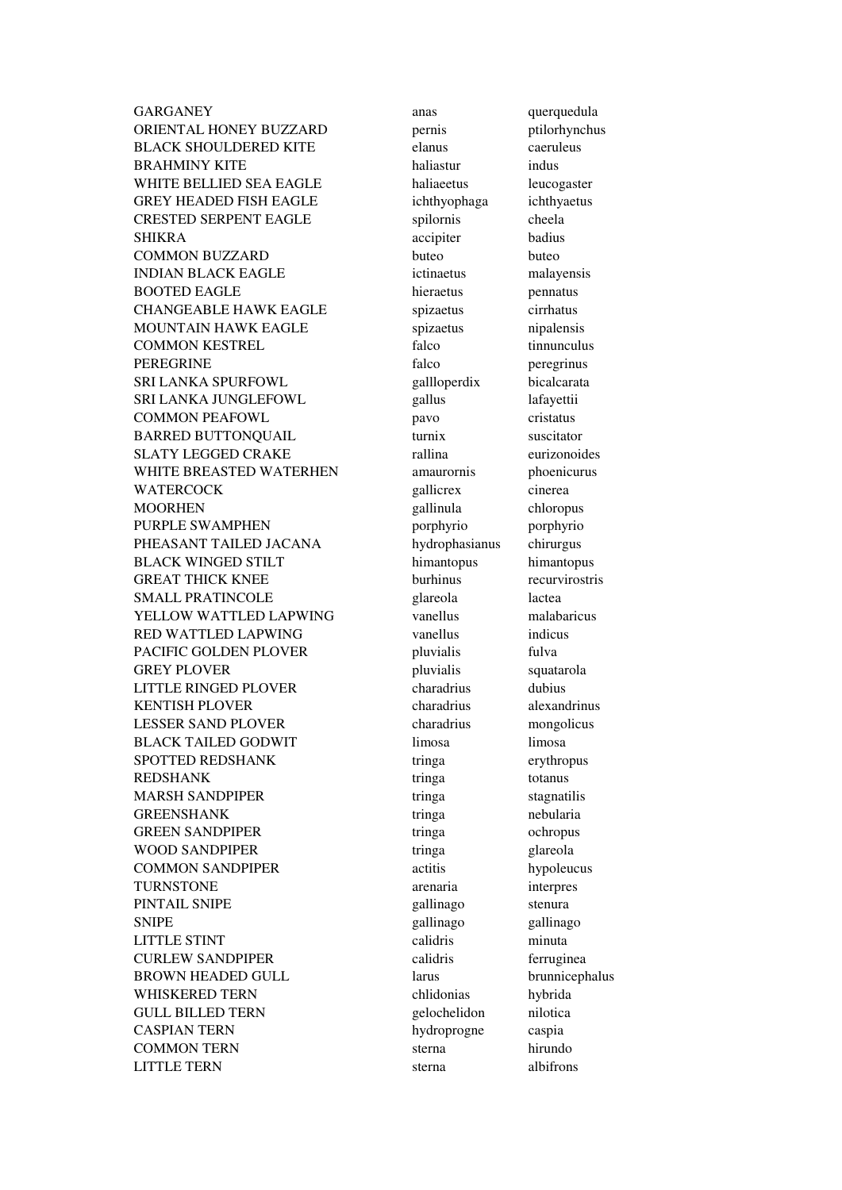| | | |
|---|---|---|
| GARGANEY | anas | querquedula |
| ORIENTAL HONEY BUZZARD | pernis | ptilorhynchus |
| BLACK SHOULDERED KITE | elanus | caeruleus |
| BRAHMINY KITE | haliastur | indus |
| WHITE BELLIED SEA EAGLE | haliaeetus | leucogaster |
| GREY HEADED FISH EAGLE | ichthyophaga | ichthyaetus |
| CRESTED SERPENT EAGLE | spilornis | cheela |
| SHIKRA | accipiter | badius |
| COMMON BUZZARD | buteo | buteo |
| INDIAN BLACK EAGLE | ictinaetus | malayensis |
| BOOTED EAGLE | hieraetus | pennatus |
| CHANGEABLE HAWK EAGLE | spizaetus | cirrhatus |
| MOUNTAIN HAWK EAGLE | spizaetus | nipalensis |
| COMMON KESTREL | falco | tinnunculus |
| PEREGRINE | falco | peregrinus |
| SRI LANKA SPURFOWL | gallloperdix | bicalcarata |
| SRI LANKA JUNGLEFOWL | gallus | lafayettii |
| COMMON PEAFOWL | pavo | cristatus |
| BARRED BUTTONQUAIL | turnix | suscitator |
| SLATY LEGGED CRAKE | rallina | eurizonoides |
| WHITE BREASTED WATERHEN | amaurornis | phoenicurus |
| WATERCOCK | gallicrex | cinerea |
| MOORHEN | gallinula | chloropus |
| PURPLE SWAMPHEN | porphyrio | porphyrio |
| PHEASANT TAILED JACANA | hydrophasianus | chirurgus |
| BLACK WINGED STILT | himantopus | himantopus |
| GREAT THICK KNEE | burhinus | recurvirostris |
| SMALL PRATINCOLE | glareola | lactea |
| YELLOW WATTLED LAPWING | vanellus | malabaricus |
| RED WATTLED LAPWING | vanellus | indicus |
| PACIFIC GOLDEN PLOVER | pluvialis | fulva |
| GREY PLOVER | pluvialis | squatarola |
| LITTLE RINGED PLOVER | charadrius | dubius |
| KENTISH PLOVER | charadrius | alexandrinus |
| LESSER SAND PLOVER | charadrius | mongolicus |
| BLACK TAILED GODWIT | limosa | limosa |
| SPOTTED REDSHANK | tringa | erythropus |
| REDSHANK | tringa | totanus |
| MARSH SANDPIPER | tringa | stagnatilis |
| GREENSHANK | tringa | nebularia |
| GREEN SANDPIPER | tringa | ochropus |
| WOOD SANDPIPER | tringa | glareola |
| COMMON SANDPIPER | actitis | hypoleucus |
| TURNSTONE | arenaria | interpres |
| PINTAIL SNIPE | gallinago | stenura |
| SNIPE | gallinago | gallinago |
| LITTLE STINT | calidris | minuta |
| CURLEW SANDPIPER | calidris | ferruginea |
| BROWN HEADED GULL | larus | brunnicephalus |
| WHISKERED TERN | chlidonias | hybrida |
| GULL BILLED TERN | gelochelidon | nilotica |
| CASPIAN TERN | hydroprogne | caspia |
| COMMON TERN | sterna | hirundo |
| LITTLE TERN | sterna | albifrons |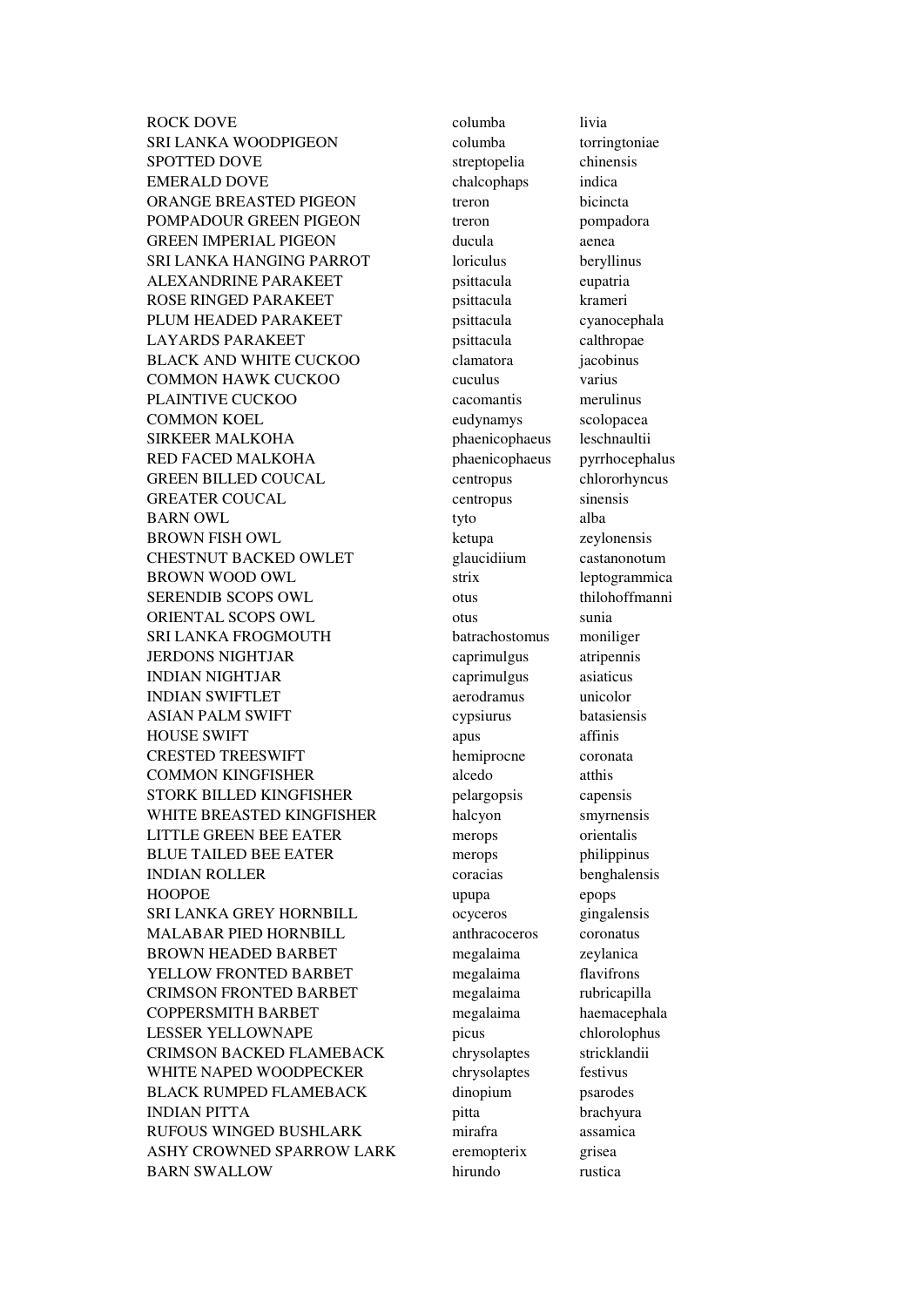| | | |
|---|---|---|
| ROCK DOVE | columba | livia |
| SRI LANKA WOODPIGEON | columba | torringtoniae |
| SPOTTED DOVE | streptopelia | chinensis |
| EMERALD DOVE | chalcophaps | indica |
| ORANGE BREASTED PIGEON | treron | bicincta |
| POMPADOUR GREEN PIGEON | treron | pompadora |
| GREEN IMPERIAL PIGEON | ducula | aenea |
| SRI LANKA HANGING PARROT | loriculus | beryllinus |
| ALEXANDRINE PARAKEET | psittacula | eupatria |
| ROSE RINGED PARAKEET | psittacula | krameri |
| PLUM HEADED PARAKEET | psittacula | cyanocephala |
| LAYARDS PARAKEET | psittacula | calthropae |
| BLACK AND WHITE CUCKOO | clamatora | jacobinus |
| COMMON HAWK CUCKOO | cuculus | varius |
| PLAINTIVE CUCKOO | cacomantis | merulinus |
| COMMON KOEL | eudynamys | scolopacea |
| SIRKEER MALKOHA | phaenicophaeus | leschnaultii |
| RED FACED MALKOHA | phaenicophaeus | pyrrhocephalus |
| GREEN BILLED COUCAL | centropus | chlororhyncus |
| GREATER COUCAL | centropus | sinensis |
| BARN OWL | tyto | alba |
| BROWN FISH OWL | ketupa | zeylonensis |
| CHESTNUT BACKED OWLET | glaucidiium | castanonotum |
| BROWN WOOD OWL | strix | leptogrammica |
| SERENDIB SCOPS OWL | otus | thilohoffmanni |
| ORIENTAL SCOPS OWL | otus | sunia |
| SRI LANKA FROGMOUTH | batrachostomus | moniliger |
| JERDONS NIGHTJAR | caprimulgus | atripennis |
| INDIAN NIGHTJAR | caprimulgus | asiaticus |
| INDIAN SWIFTLET | aerodramus | unicolor |
| ASIAN PALM SWIFT | cypsiurus | batasiensis |
| HOUSE SWIFT | apus | affinis |
| CRESTED TREESWIFT | hemiprocne | coronata |
| COMMON KINGFISHER | alcedo | atthis |
| STORK BILLED KINGFISHER | pelargopsis | capensis |
| WHITE BREASTED KINGFISHER | halcyon | smyrnensis |
| LITTLE GREEN BEE EATER | merops | orientalis |
| BLUE TAILED BEE EATER | merops | philippinus |
| INDIAN ROLLER | coracias | benghalensis |
| HOOPOE | upupa | epops |
| SRI LANKA GREY HORNBILL | ocyceros | gingalensis |
| MALABAR PIED HORNBILL | anthracoceros | coronatus |
| BROWN HEADED BARBET | megalaima | zeylanica |
| YELLOW FRONTED BARBET | megalaima | flavifrons |
| CRIMSON FRONTED BARBET | megalaima | rubricapilla |
| COPPERSMITH BARBET | megalaima | haemacephala |
| LESSER YELLOWNAPE | picus | chlorolophus |
| CRIMSON BACKED FLAMEBACK | chrysolaptes | stricklandii |
| WHITE NAPED WOODPECKER | chrysolaptes | festivus |
| BLACK RUMPED FLAMEBACK | dinopium | psarodes |
| INDIAN PITTA | pitta | brachyura |
| RUFOUS WINGED BUSHLARK | mirafra | assamica |
| ASHY CROWNED SPARROW LARK | eremopterix | grisea |
| BARN SWALLOW | hirundo | rustica |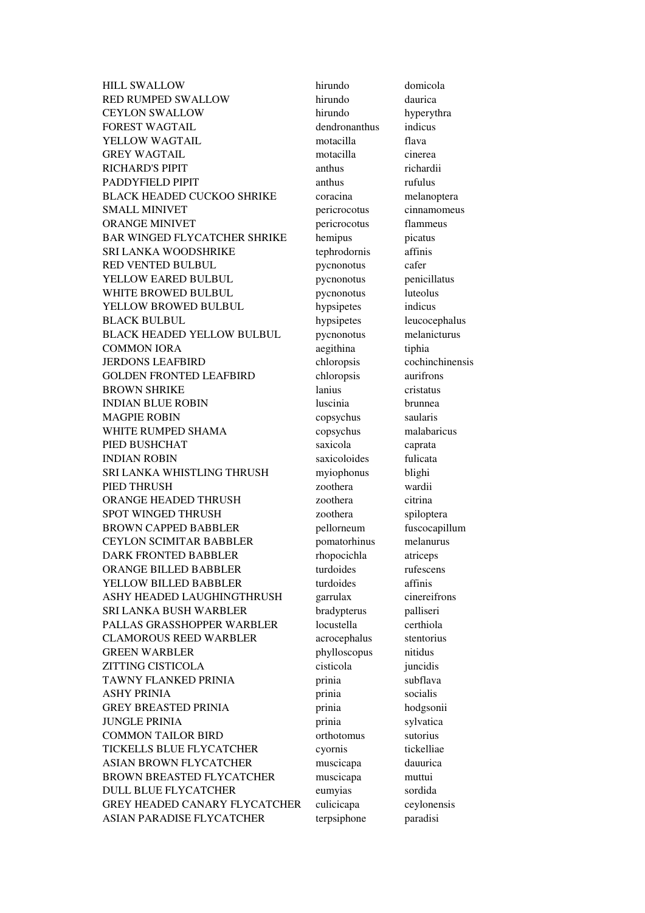| | | |
|---|---|---|
| HILL SWALLOW | hirundo | domicola |
| RED RUMPED SWALLOW | hirundo | daurica |
| CEYLON SWALLOW | hirundo | hyperythra |
| FOREST WAGTAIL | dendronanthus | indicus |
| YELLOW WAGTAIL | motacilla | flava |
| GREY WAGTAIL | motacilla | cinerea |
| RICHARD'S PIPIT | anthus | richardii |
| PADDYFIELD PIPIT | anthus | rufulus |
| BLACK HEADED CUCKOO SHRIKE | coracina | melanoptera |
| SMALL MINIVET | pericrocotus | cinnamomeus |
| ORANGE MINIVET | pericrocotus | flammeus |
| BAR WINGED FLYCATCHER SHRIKE | hemipus | picatus |
| SRI LANKA WOODSHRIKE | tephrodornis | affinis |
| RED VENTED BULBUL | pycnonotus | cafer |
| YELLOW EARED BULBUL | pycnonotus | penicillatus |
| WHITE BROWED BULBUL | pycnonotus | luteolus |
| YELLOW BROWED BULBUL | hypsipetes | indicus |
| BLACK BULBUL | hypsipetes | leucocephalus |
| BLACK HEADED YELLOW BULBUL | pycnonotus | melanicturus |
| COMMON IORA | aegithina | tiphia |
| JERDONS LEAFBIRD | chloropsis | cochinchinensis |
| GOLDEN FRONTED LEAFBIRD | chloropsis | aurifrons |
| BROWN SHRIKE | lanius | cristatus |
| INDIAN BLUE ROBIN | luscinia | brunnea |
| MAGPIE ROBIN | copsychus | saularis |
| WHITE RUMPED SHAMA | copsychus | malabaricus |
| PIED BUSHCHAT | saxicola | caprata |
| INDIAN ROBIN | saxicoloides | fulicata |
| SRI LANKA WHISTLING THRUSH | myiophonus | blighi |
| PIED THRUSH | zoothera | wardii |
| ORANGE HEADED THRUSH | zoothera | citrina |
| SPOT WINGED THRUSH | zoothera | spiloptera |
| BROWN CAPPED BABBLER | pellorneum | fuscocapillum |
| CEYLON SCIMITAR BABBLER | pomatorhinus | melanurus |
| DARK FRONTED BABBLER | rhopocichla | atriceps |
| ORANGE BILLED BABBLER | turdoides | rufescens |
| YELLOW BILLED BABBLER | turdoides | affinis |
| ASHY HEADED LAUGHINGTHRUSH | garrulax | cinereifrons |
| SRI LANKA BUSH WARBLER | bradypterus | palliseri |
| PALLAS GRASSHOPPER WARBLER | locustella | certhiola |
| CLAMOROUS REED WARBLER | acrocephalus | stentorius |
| GREEN WARBLER | phylloscopus | nitidus |
| ZITTING CISTICOLA | cisticola | juncidis |
| TAWNY FLANKED PRINIA | prinia | subflava |
| ASHY PRINIA | prinia | socialis |
| GREY BREASTED PRINIA | prinia | hodgsonii |
| JUNGLE PRINIA | prinia | sylvatica |
| COMMON TAILOR BIRD | orthotomus | sutorius |
| TICKELLS BLUE FLYCATCHER | cyornis | tickelliae |
| ASIAN BROWN FLYCATCHER | muscicapa | dauurica |
| BROWN BREASTED FLYCATCHER | muscicapa | muttui |
| DULL BLUE FLYCATCHER | eumyias | sordida |
| GREY HEADED CANARY FLYCATCHER | culicicapa | ceylonensis |
| ASIAN PARADISE FLYCATCHER | terpsiphone | paradisi |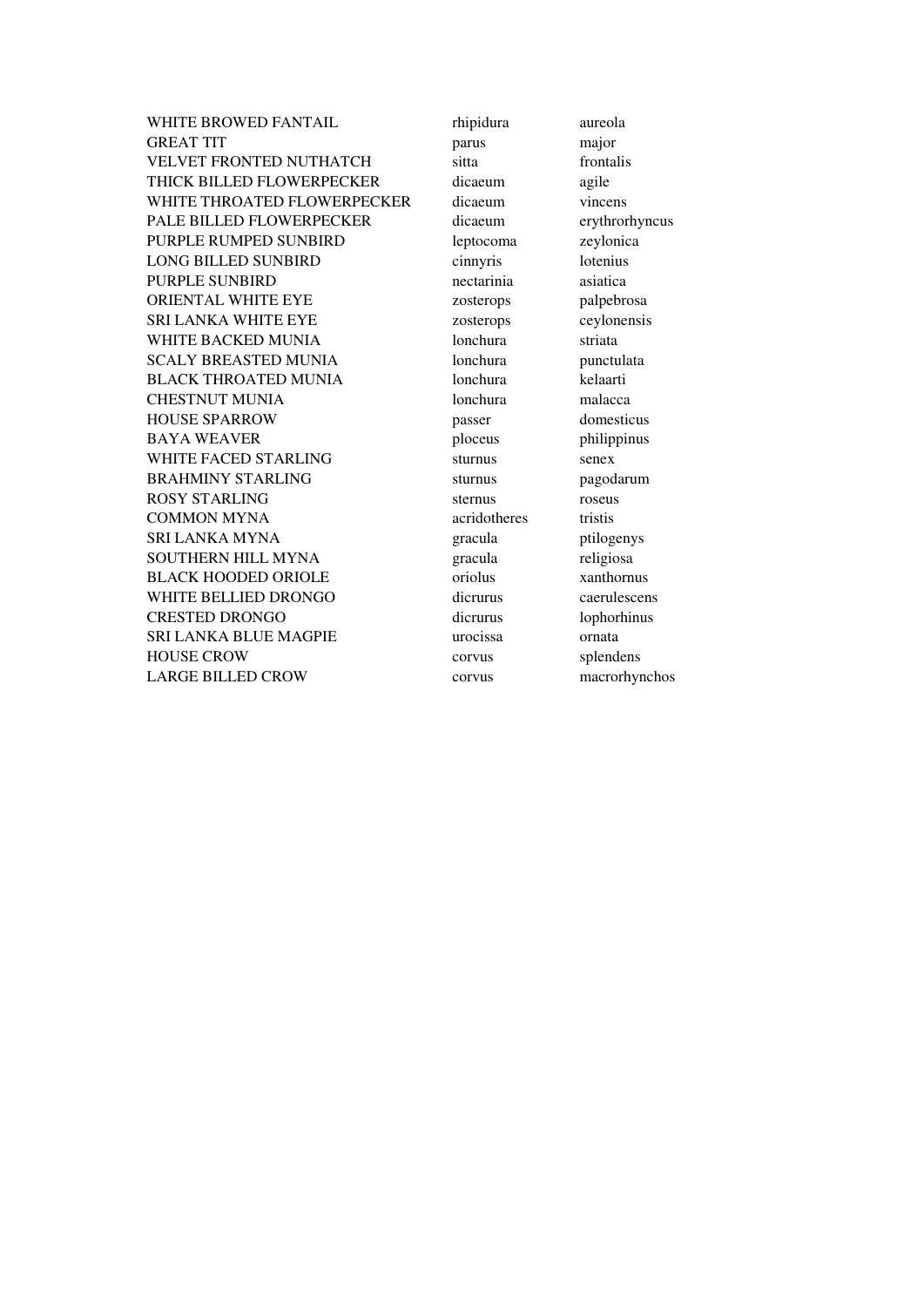| | | |
|---|---|---|
| WHITE BROWED FANTAIL | rhipidura | aureola |
| GREAT TIT | parus | major |
| VELVET FRONTED NUTHATCH | sitta | frontalis |
| THICK BILLED FLOWERPECKER | dicaeum | agile |
| WHITE THROATED FLOWERPECKER | dicaeum | vincens |
| PALE BILLED FLOWERPECKER | dicaeum | erythrorhyncus |
| PURPLE RUMPED SUNBIRD | leptocoma | zeylonica |
| LONG BILLED SUNBIRD | cinnyris | lotenius |
| PURPLE SUNBIRD | nectarinia | asiatica |
| ORIENTAL WHITE EYE | zosterops | palpebrosa |
| SRI LANKA WHITE EYE | zosterops | ceylonensis |
| WHITE BACKED MUNIA | lonchura | striata |
| SCALY BREASTED MUNIA | lonchura | punctulata |
| BLACK THROATED MUNIA | lonchura | kelaarti |
| CHESTNUT MUNIA | lonchura | malacca |
| HOUSE SPARROW | passer | domesticus |
| BAYA WEAVER | ploceus | philippinus |
| WHITE FACED STARLING | sturnus | senex |
| BRAHMINY STARLING | sturnus | pagodarum |
| ROSY STARLING | sternus | roseus |
| COMMON MYNA | acridotheres | tristis |
| SRI LANKA MYNA | gracula | ptilogenys |
| SOUTHERN HILL MYNA | gracula | religiosa |
| BLACK HOODED ORIOLE | oriolus | xanthornus |
| WHITE BELLIED DRONGO | dicrurus | caerulescens |
| CRESTED DRONGO | dicrurus | lophorhinus |
| SRI LANKA BLUE MAGPIE | urocissa | ornata |
| HOUSE CROW | corvus | splendens |
| LARGE BILLED CROW | corvus | macrorhynchos |